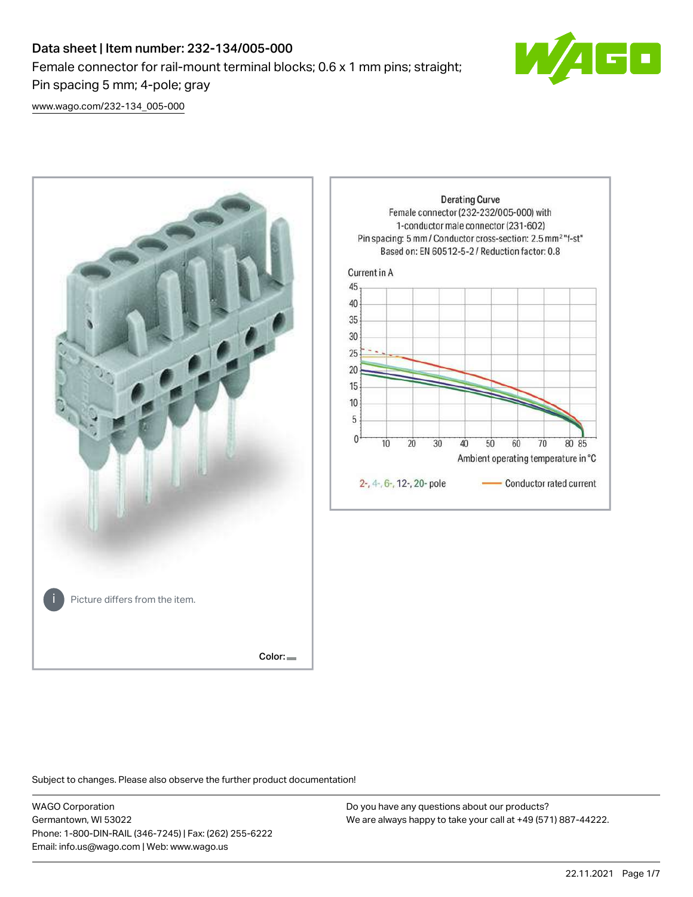# Data sheet | Item number: 232-134/005-000

Female connector for rail-mount terminal blocks; 0.6 x 1 mm pins; straight; Pin spacing 5 mm; 4-pole; gray

www.wago.com/232-134_005-000

Picture differs from the item.

Color:

Derating Curve
Female connector (232-232/005-000) with 1-conductor male connector (231-602)
Pin spacing: 5 mm / Conductor cross-section: 2.5 mm² "f-st"
Based on: EN 60512-5-2 / Reduction factor: 0.8

Current in A

Ambient operating temperature in °C

2-, 4-, 6-, 12-, 20- pole — Conductor rated current

Subject to changes. Please also observe the further product documentation!

WAGO Corporation
Germantown, WI 53022
Phone: 1-800-DIN-RAIL (346-7245) | Fax: (262) 255-6222
Email: info.us@wago.com | Web: www.wago.us

Do you have any questions about our products?
We are always happy to take your call at +49 (571) 887-44222.

22.11.2021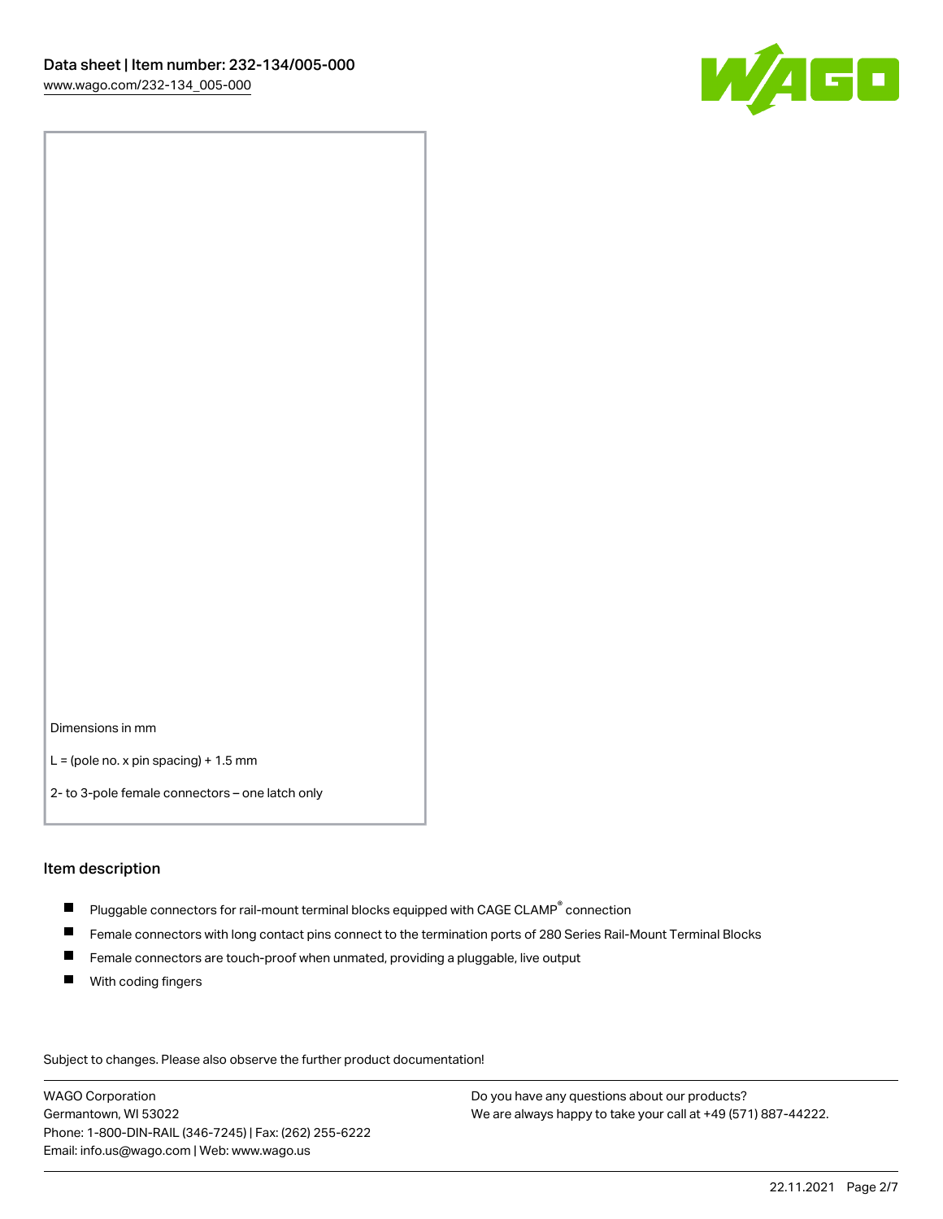Dimensions in mm

L = (pole no. x pin spacing) + 1.5 mm

2- to 3-pole female connectors – one latch only

## Item description

- Pluggable connectors for rail-mount terminal blocks equipped with CAGE CLAMP® connection
- Female connectors with long contact pins connect to the termination ports of 280 Series Rail-Mount Terminal Blocks
- Female connectors are touch-proof when unmated, providing a pluggable, live output
- With coding fingers

Subject to changes. Please also observe the further product documentation!

WAGO Corporation
Germantown, WI 53022
Phone: 1-800-DIN-RAIL (346-7245) | Fax: (262) 255-6222
Email: info.us@wago.com | Web: www.wago.us

Do you have any questions about our products?
We are always happy to take your call at +49 (571) 887-44222.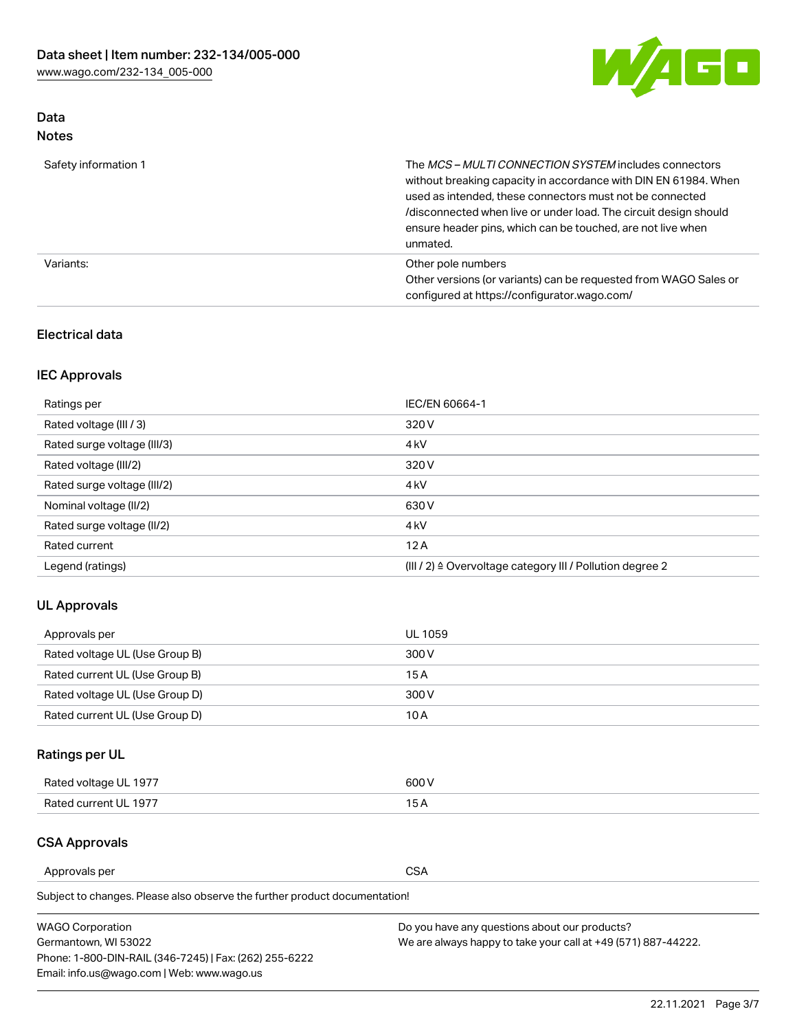## Data

### Notes

| | |
|---|---|
| Safety information 1 | The *MCS – MULTI CONNECTION SYSTEM* includes connectors without breaking capacity in accordance with DIN EN 61984. When used as intended, these connectors must not be connected /disconnected when live or under load. The circuit design should ensure header pins, which can be touched, are not live when unmated. |
| Variants: | Other pole numbers<br>Other versions (or variants) can be requested from WAGO Sales or configured at https://configurator.wago.com/ |

## Electrical data

### IEC Approvals

| | |
|---|---|
| Ratings per | IEC/EN 60664-1 |
| Rated voltage (III / 3) | 320 V |
| Rated surge voltage (III/3) | 4 kV |
| Rated voltage (III/2) | 320 V |
| Rated surge voltage (III/2) | 4 kV |
| Nominal voltage (II/2) | 630 V |
| Rated surge voltage (II/2) | 4 kV |
| Rated current | 12 A |
| Legend (ratings) | (III / 2) ≙ Overvoltage category III / Pollution degree 2 |

### UL Approvals

| | |
|---|---|
| Approvals per | UL 1059 |
| Rated voltage UL (Use Group B) | 300 V |
| Rated current UL (Use Group B) | 15 A |
| Rated voltage UL (Use Group D) | 300 V |
| Rated current UL (Use Group D) | 10 A |

### Ratings per UL

| | |
|---|---|
| Rated voltage UL 1977 | 600 V |
| Rated current UL 1977 | 15 A |

### CSA Approvals

| | |
|---|---|
| Approvals per | CSA |

Subject to changes. Please also observe the further product documentation!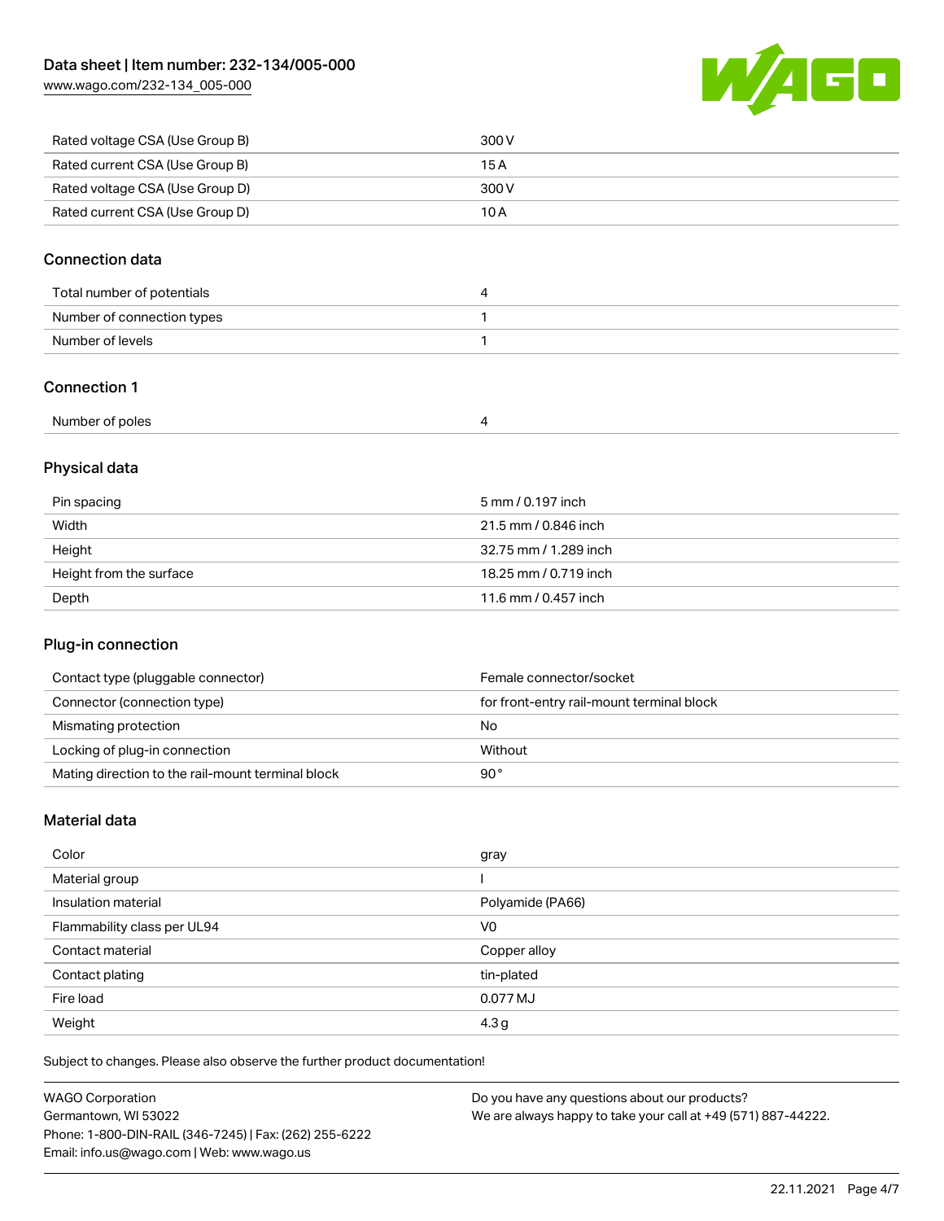| | |
|---|---|
| Rated voltage CSA (Use Group B) | 300 V |
| Rated current CSA (Use Group B) | 15 A |
| Rated voltage CSA (Use Group D) | 300 V |
| Rated current CSA (Use Group D) | 10 A |

## Connection data

| | |
|---|---|
| Total number of potentials | 4 |
| Number of connection types | 1 |
| Number of levels | 1 |

## Connection 1

| | |
|---|---|
| Number of poles | 4 |

## Physical data

| | |
|---|---|
| Pin spacing | 5 mm / 0.197 inch |
| Width | 21.5 mm / 0.846 inch |
| Height | 32.75 mm / 1.289 inch |
| Height from the surface | 18.25 mm / 0.719 inch |
| Depth | 11.6 mm / 0.457 inch |

## Plug-in connection

| | |
|---|---|
| Contact type (pluggable connector) | Female connector/socket |
| Connector (connection type) | for front-entry rail-mount terminal block |
| Mismating protection | No |
| Locking of plug-in connection | Without |
| Mating direction to the rail-mount terminal block | 90 ° |

## Material data

| | |
|---|---|
| Color | gray |
| Material group | I |
| Insulation material | Polyamide (PA66) |
| Flammability class per UL94 | V0 |
| Contact material | Copper alloy |
| Contact plating | tin-plated |
| Fire load | 0.077 MJ |
| Weight | 4.3 g |

Subject to changes. Please also observe the further product documentation!

WAGO Corporation
Germantown, WI 53022
Phone: 1-800-DIN-RAIL (346-7245) | Fax: (262) 255-6222
Email: info.us@wago.com | Web: www.wago.us

Do you have any questions about our products?
We are always happy to take your call at +49 (571) 887-44222.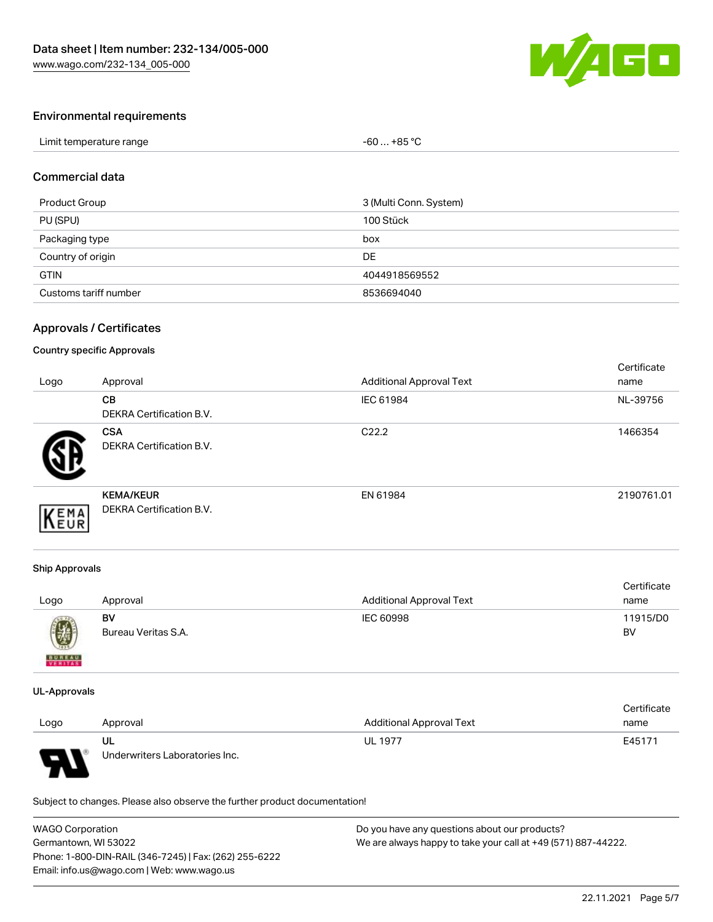## Environmental requirements

| Limit temperature range | -60 … +85 °C |
| --- | --- |

## Commercial data

| Product Group | 3 (Multi Conn. System) |
| --- | --- |
| PU (SPU) | 100 Stück |
| Packaging type | box |
| Country of origin | DE |
| GTIN | 4044918569552 |
| Customs tariff number | 8536694040 |

## Approvals / Certificates

### Country specific Approvals

| Logo | Approval | Additional Approval Text | Certificate name |
| --- | --- | --- | --- |
| | **CB** DEKRA Certification B.V. | IEC 61984 | NL-39756 |
| | **CSA** DEKRA Certification B.V. | C22.2 | 1466354 |
| | **KEMA/KEUR** DEKRA Certification B.V. | EN 61984 | 2190761.01 |

### Ship Approvals

| Logo | Approval | Additional Approval Text | Certificate name |
| --- | --- | --- | --- |
| | **BV** Bureau Veritas S.A. | IEC 60998 | 11915/D0 BV |

### UL-Approvals

| Logo | Approval | Additional Approval Text | Certificate name |
| --- | --- | --- | --- |
| | **UL** Underwriters Laboratories Inc. | UL 1977 | E45171 |

Subject to changes. Please also observe the further product documentation!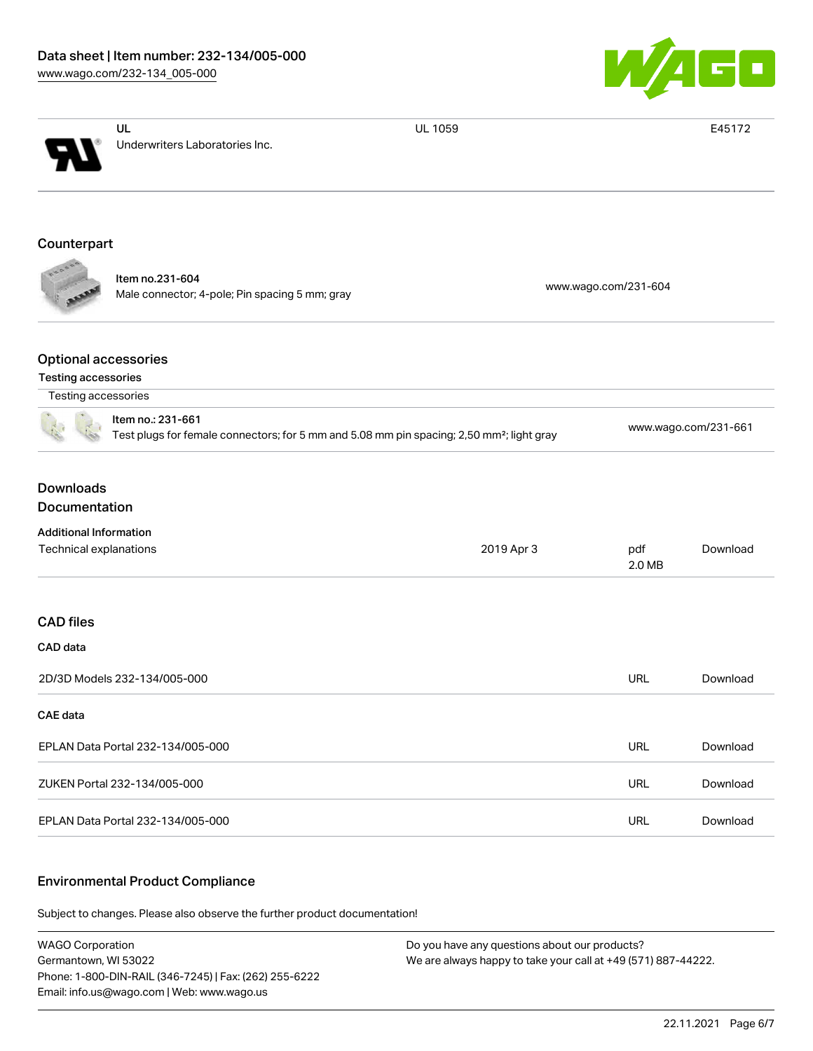| | | |
|---|---|---|
| UL<br>Underwriters Laboratories Inc. | UL 1059 | E45172 |

## Counterpart

| | |
|---|---|
| Item no.231-604<br>Male connector; 4-pole; Pin spacing 5 mm; gray | www.wago.com/231-604 |

## Optional accessories

### Testing accessories

| Testing accessories | |
|---|---|
| Item no.: 231-661<br>Test plugs for female connectors; for 5 mm and 5.08 mm pin spacing; 2,50 mm²; light gray | www.wago.com/231-661 |

## Downloads

### Documentation

**Additional Information**

| | | | |
|---|---|---|---|
| Technical explanations | 2019 Apr 3 | pdf<br>2.0 MB | Download |

## CAD files

**CAD data**

| | | |
|---|---|---|
| 2D/3D Models 232-134/005-000 | URL | Download |

**CAE data**

| | | |
|---|---|---|
| EPLAN Data Portal 232-134/005-000 | URL | Download |
| ZUKEN Portal 232-134/005-000 | URL | Download |
| EPLAN Data Portal 232-134/005-000 | URL | Download |

## Environmental Product Compliance

Subject to changes. Please also observe the further product documentation!

WAGO Corporation
Germantown, WI 53022
Phone: 1-800-DIN-RAIL (346-7245) | Fax: (262) 255-6222
Email: info.us@wago.com | Web: www.wago.us

Do you have any questions about our products?
We are always happy to take your call at +49 (571) 887-44222.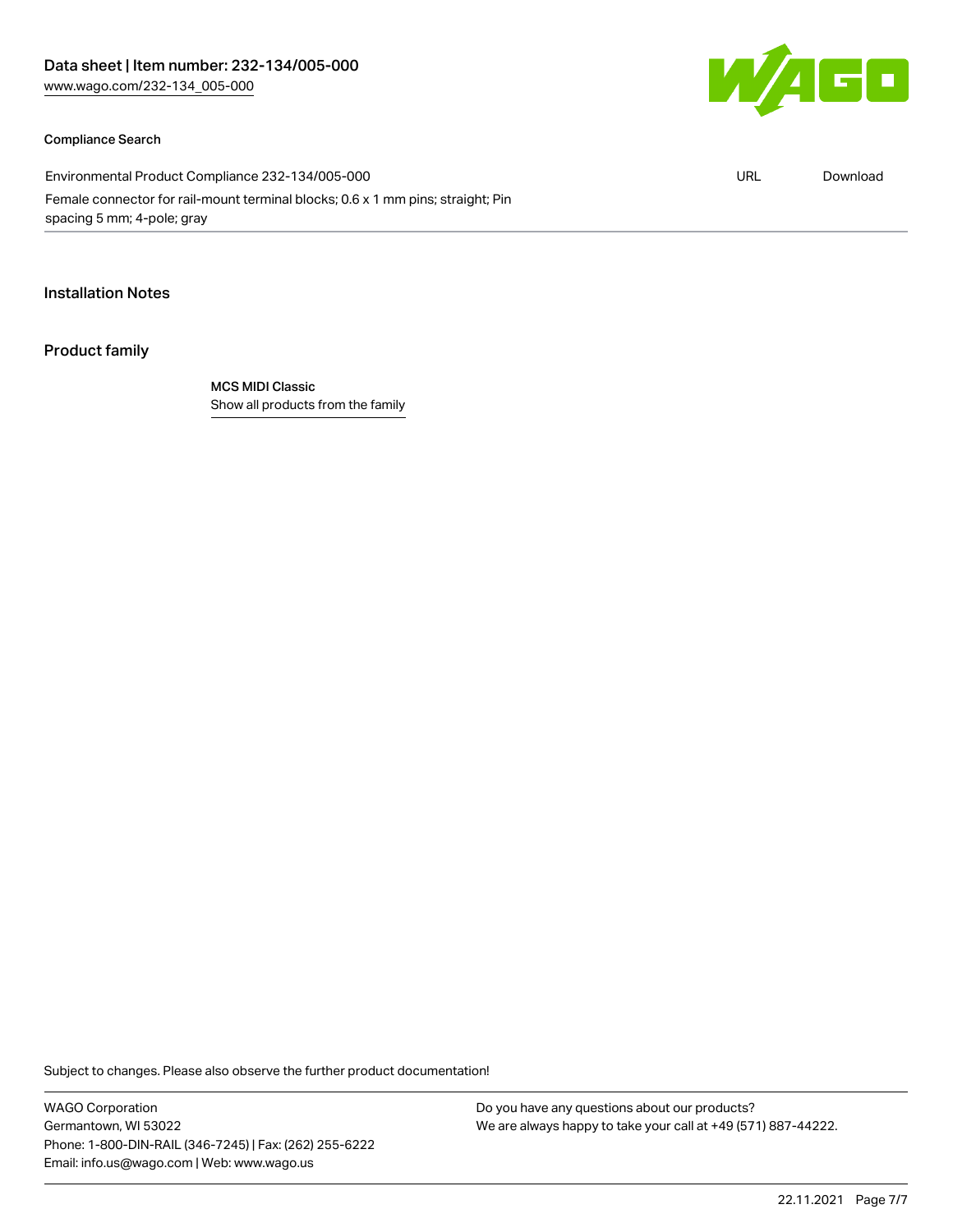#### Compliance Search

| | | |
|---|---|---|
| Environmental Product Compliance 232-134/005-000<br>Female connector for rail-mount terminal blocks; 0.6 x 1 mm pins; straight; Pin spacing 5 mm; 4-pole; gray | URL | Download |

## Installation Notes

## Product family

**MCS MIDI Classic**
Show all products from the family

Subject to changes. Please also observe the further product documentation!

WAGO Corporation
Germantown, WI 53022
Phone: 1-800-DIN-RAIL (346-7245) | Fax: (262) 255-6222
Email: info.us@wago.com | Web: www.wago.us

Do you have any questions about our products?
We are always happy to take your call at +49 (571) 887-44222.